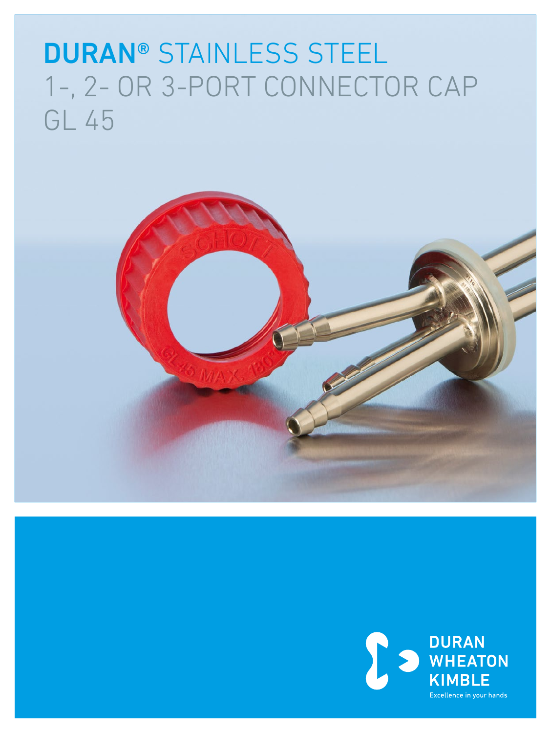# DURAN® STAINLESS STEEL 1-, 2- OR 3-PORT CONNECTOR CAP GL 45

DURAN WHEATON KIMBLE

Excellence in your hands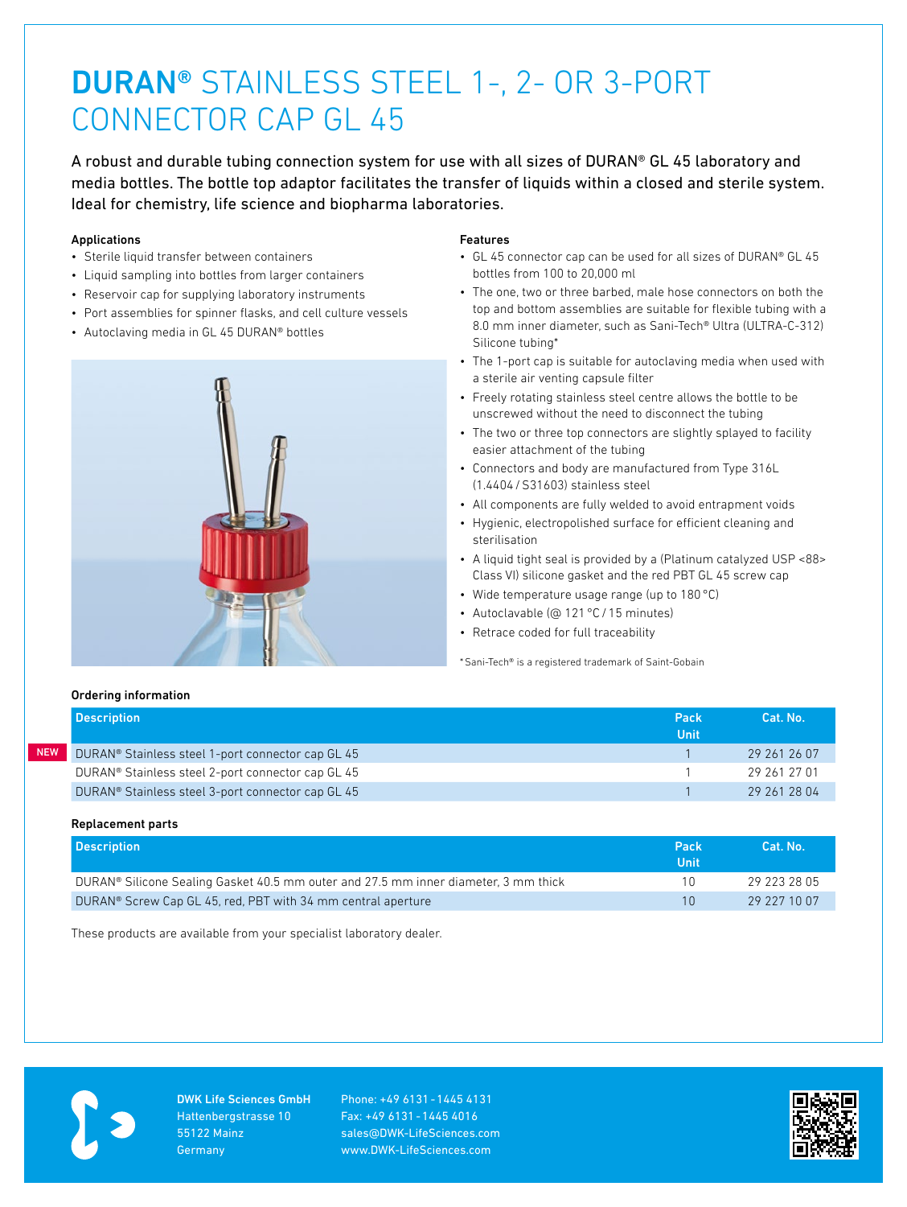# DURAN® STAINLESS STEEL 1-, 2- OR 3-PORT CONNECTOR CAP GL 45

A robust and durable tubing connection system for use with all sizes of DURAN® GL 45 laboratory and media bottles. The bottle top adaptor facilitates the transfer of liquids within a closed and sterile system. Ideal for chemistry, life science and biopharma laboratories.

### Applications

- Sterile liquid transfer between containers
- Liquid sampling into bottles from larger containers
- Reservoir cap for supplying laboratory instruments
- Port assemblies for spinner flasks, and cell culture vessels
- Autoclaving media in GL 45 DURAN® bottles

### Features

- GL 45 connector cap can be used for all sizes of DURAN® GL 45 bottles from 100 to 20,000 ml
- The one, two or three barbed, male hose connectors on both the top and bottom assemblies are suitable for flexible tubing with a 8.0 mm inner diameter, such as Sani-Tech® Ultra (ULTRA-C-312) Silicone tubing*
- The 1-port cap is suitable for autoclaving media when used with a sterile air venting capsule filter
- Freely rotating stainless steel centre allows the bottle to be unscrewed without the need to disconnect the tubing
- The two or three top connectors are slightly splayed to facility easier attachment of the tubing
- Connectors and body are manufactured from Type 316L (1.4404 / S31603) stainless steel
- All components are fully welded to avoid entrapment voids
- Hygienic, electropolished surface for efficient cleaning and sterilisation
- A liquid tight seal is provided by a (Platinum catalyzed USP <88> Class VI) silicone gasket and the red PBT GL 45 screw cap
- Wide temperature usage range (up to 180 °C)
- Autoclavable (@ 121 °C / 15 minutes)
- Retrace coded for full traceability

*Sani-Tech® is a registered trademark of Saint-Gobain

### Ordering information

| | Description | Pack Unit | Cat. No. |
|---|---|---|---|
| NEW | DURAN® Stainless steel 1-port connector cap GL 45 | 1 | 29 261 26 07 |
| | DURAN® Stainless steel 2-port connector cap GL 45 | 1 | 29 261 27 01 |
| | DURAN® Stainless steel 3-port connector cap GL 45 | 1 | 29 261 28 04 |

### Replacement parts

| Description | Pack Unit | Cat. No. |
|---|---|---|
| DURAN® Silicone Sealing Gasket 40.5 mm outer and 27.5 mm inner diameter, 3 mm thick | 10 | 29 223 28 05 |
| DURAN® Screw Cap GL 45, red, PBT with 34 mm central aperture | 10 | 29 227 10 07 |

These products are available from your specialist laboratory dealer.

**DWK Life Sciences GmbH**
Hattenbergstrasse 10
55122 Mainz
Germany

Phone: +49 6131 - 1445 4131
Fax: +49 6131 - 1445 4016
sales@DWK-LifeSciences.com
www.DWK-LifeSciences.com